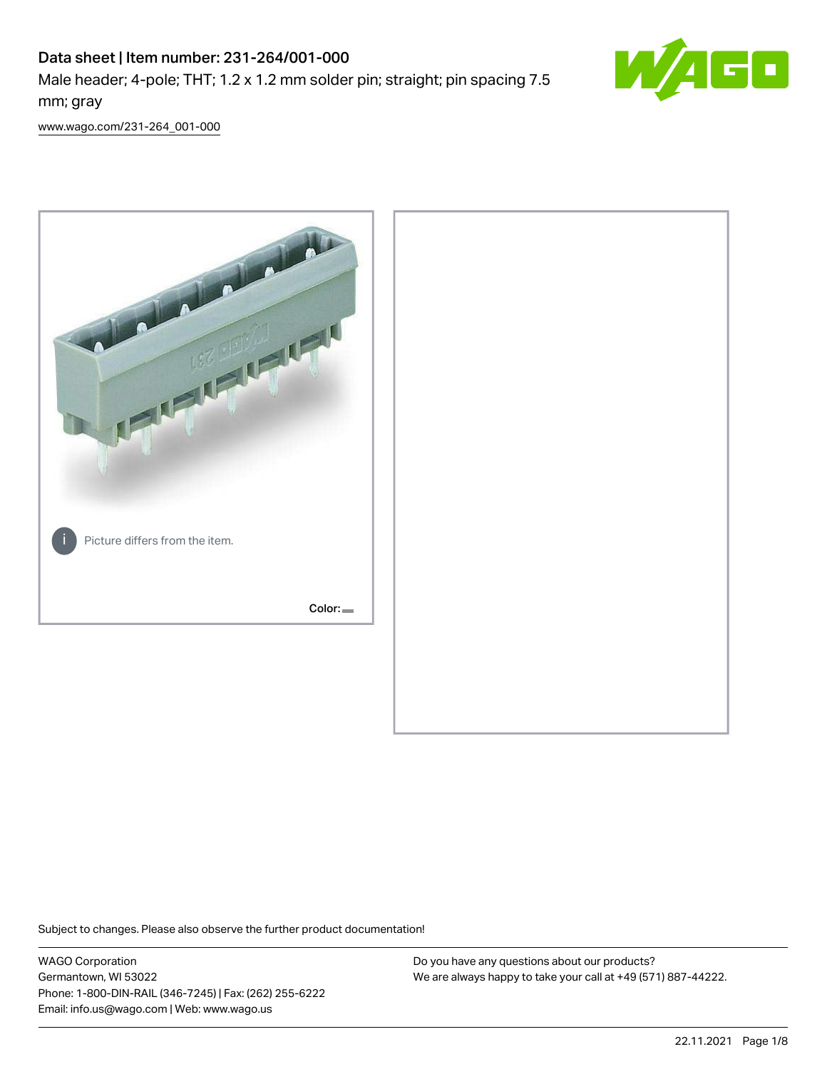# Data sheet | Item number: 231-264/001-000

Male header; 4-pole; THT; 1.2 x 1.2 mm solder pin; straight; pin spacing 7.5 mm; gray

[www.wago.com/231-264_001-000](http://www.wago.com/231-264_001-000)

Picture differs from the item.

Color:

Subject to changes. Please also observe the further product documentation!

WAGO Corporation
Germantown, WI 53022
Phone: 1-800-DIN-RAIL (346-7245) | Fax: (262) 255-6222
Email: info.us@wago.com | Web: www.wago.us

Do you have any questions about our products?
We are always happy to take your call at +49 (571) 887-44222.

22.11.2021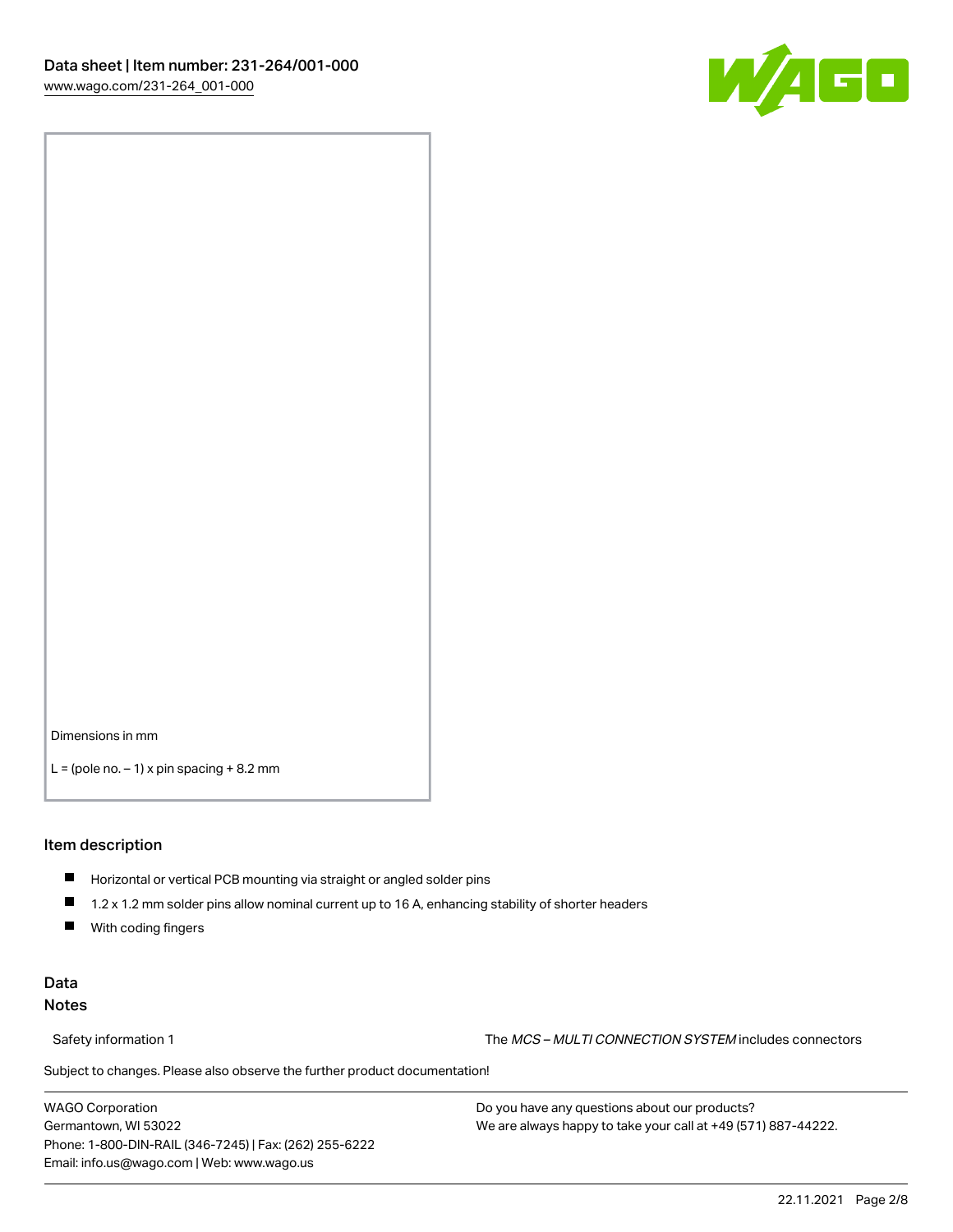Dimensions in mm

L = (pole no. – 1) x pin spacing + 8.2 mm

## Item description

- Horizontal or vertical PCB mounting via straight or angled solder pins
- 1.2 x 1.2 mm solder pins allow nominal current up to 16 A, enhancing stability of shorter headers
- With coding fingers

## Data

### Notes

Safety information 1 The *MCS – MULTI CONNECTION SYSTEM* includes connectors

Subject to changes. Please also observe the further product documentation!

WAGO Corporation
Germantown, WI 53022
Phone: 1-800-DIN-RAIL (346-7245) | Fax: (262) 255-6222
Email: info.us@wago.com | Web: www.wago.us

Do you have any questions about our products?
We are always happy to take your call at +49 (571) 887-44222.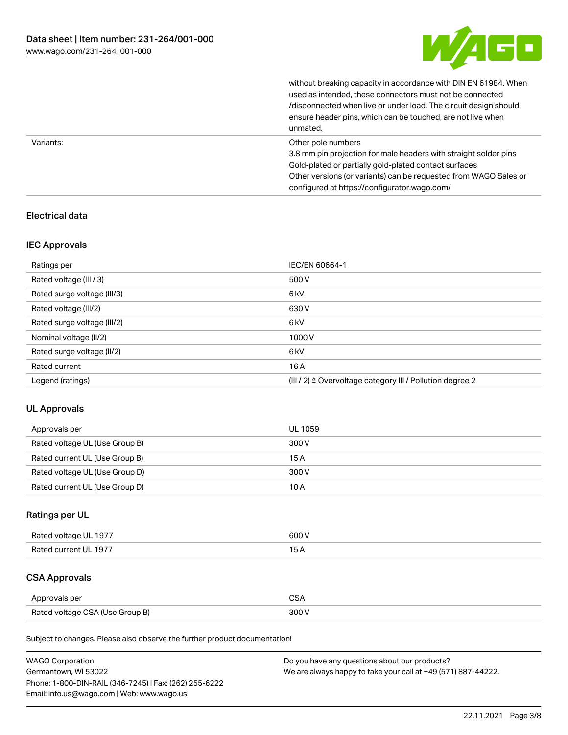| | |
|---|---|
| | without breaking capacity in accordance with DIN EN 61984. When used as intended, these connectors must not be connected /disconnected when live or under load. The circuit design should ensure header pins, which can be touched, are not live when unmated. |
| Variants: | Other pole numbers<br>3.8 mm pin projection for male headers with straight solder pins<br>Gold-plated or partially gold-plated contact surfaces<br>Other versions (or variants) can be requested from WAGO Sales or configured at https://configurator.wago.com/ |

## Electrical data

### IEC Approvals

| | |
|---|---|
| Ratings per | IEC/EN 60664-1 |
| Rated voltage (III / 3) | 500 V |
| Rated surge voltage (III/3) | 6 kV |
| Rated voltage (III/2) | 630 V |
| Rated surge voltage (III/2) | 6 kV |
| Nominal voltage (II/2) | 1000 V |
| Rated surge voltage (II/2) | 6 kV |
| Rated current | 16 A |
| Legend (ratings) | (III / 2) ≙ Overvoltage category III / Pollution degree 2 |

### UL Approvals

| | |
|---|---|
| Approvals per | UL 1059 |
| Rated voltage UL (Use Group B) | 300 V |
| Rated current UL (Use Group B) | 15 A |
| Rated voltage UL (Use Group D) | 300 V |
| Rated current UL (Use Group D) | 10 A |

### Ratings per UL

| | |
|---|---|
| Rated voltage UL 1977 | 600 V |
| Rated current UL 1977 | 15 A |

### CSA Approvals

| | |
|---|---|
| Approvals per | CSA |
| Rated voltage CSA (Use Group B) | 300 V |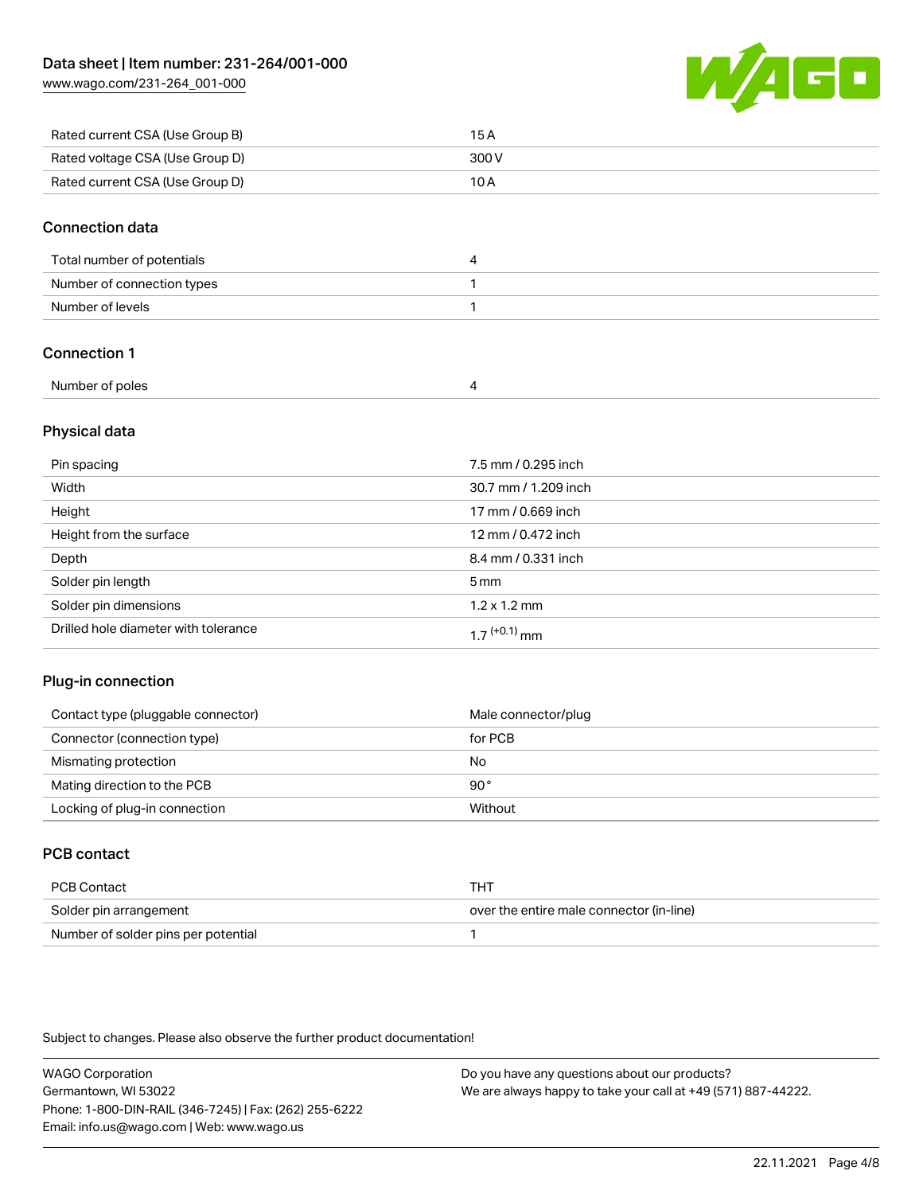| Rated current CSA (Use Group B) | 15 A |
| --- | --- |
| Rated voltage CSA (Use Group D) | 300 V |
| Rated current CSA (Use Group D) | 10 A |

## Connection data

| Total number of potentials | 4 |
| --- | --- |
| Number of connection types | 1 |
| Number of levels | 1 |

## Connection 1

| Number of poles | 4 |
| --- | --- |

## Physical data

| Pin spacing | 7.5 mm / 0.295 inch |
| --- | --- |
| Width | 30.7 mm / 1.209 inch |
| Height | 17 mm / 0.669 inch |
| Height from the surface | 12 mm / 0.472 inch |
| Depth | 8.4 mm / 0.331 inch |
| Solder pin length | 5 mm |
| Solder pin dimensions | 1.2 x 1.2 mm |
| Drilled hole diameter with tolerance | $1.7^{(+0.1)}$ mm |

## Plug-in connection

| Contact type (pluggable connector) | Male connector/plug |
| --- | --- |
| Connector (connection type) | for PCB |
| Mismating protection | No |
| Mating direction to the PCB | 90 ° |
| Locking of plug-in connection | Without |

## PCB contact

| PCB Contact | THT |
| --- | --- |
| Solder pin arrangement | over the entire male connector (in-line) |
| Number of solder pins per potential | 1 |

Subject to changes. Please also observe the further product documentation!

WAGO Corporation
Germantown, WI 53022
Phone: 1-800-DIN-RAIL (346-7245) | Fax: (262) 255-6222
Email: info.us@wago.com | Web: www.wago.us

Do you have any questions about our products?
We are always happy to take your call at +49 (571) 887-44222.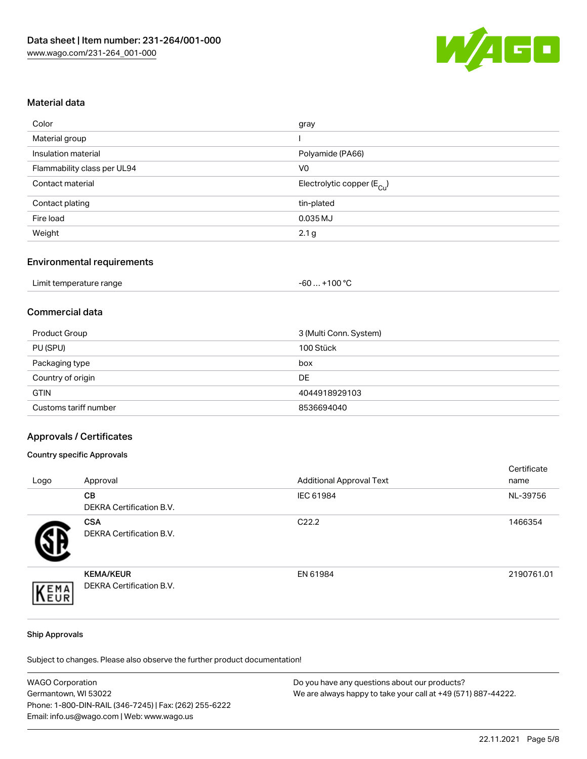## Material data

| | |
|---|---|
| Color | gray |
| Material group | I |
| Insulation material | Polyamide (PA66) |
| Flammability class per UL94 | V0 |
| Contact material | Electrolytic copper ($E_{Cu}$) |
| Contact plating | tin-plated |
| Fire load | 0.035 MJ |
| Weight | 2.1 g |

## Environmental requirements

| | |
|---|---|
| Limit temperature range | -60 … +100 °C |

## Commercial data

| | |
|---|---|
| Product Group | 3 (Multi Conn. System) |
| PU (SPU) | 100 Stück |
| Packaging type | box |
| Country of origin | DE |
| GTIN | 4044918929103 |
| Customs tariff number | 8536694040 |

## Approvals / Certificates

### Country specific Approvals

| Logo | Approval | Additional Approval Text | Certificate name |
|---|---|---|---|
| | **CB** DEKRA Certification B.V. | IEC 61984 | NL-39756 |
| | **CSA** DEKRA Certification B.V. | C22.2 | 1466354 |
| | **KEMA/KEUR** DEKRA Certification B.V. | EN 61984 | 2190761.01 |

### Ship Approvals

Subject to changes. Please also observe the further product documentation!

WAGO Corporation
Germantown, WI 53022
Phone: 1-800-DIN-RAIL (346-7245) | Fax: (262) 255-6222
Email: info.us@wago.com | Web: www.wago.us

Do you have any questions about our products?
We are always happy to take your call at +49 (571) 887-44222.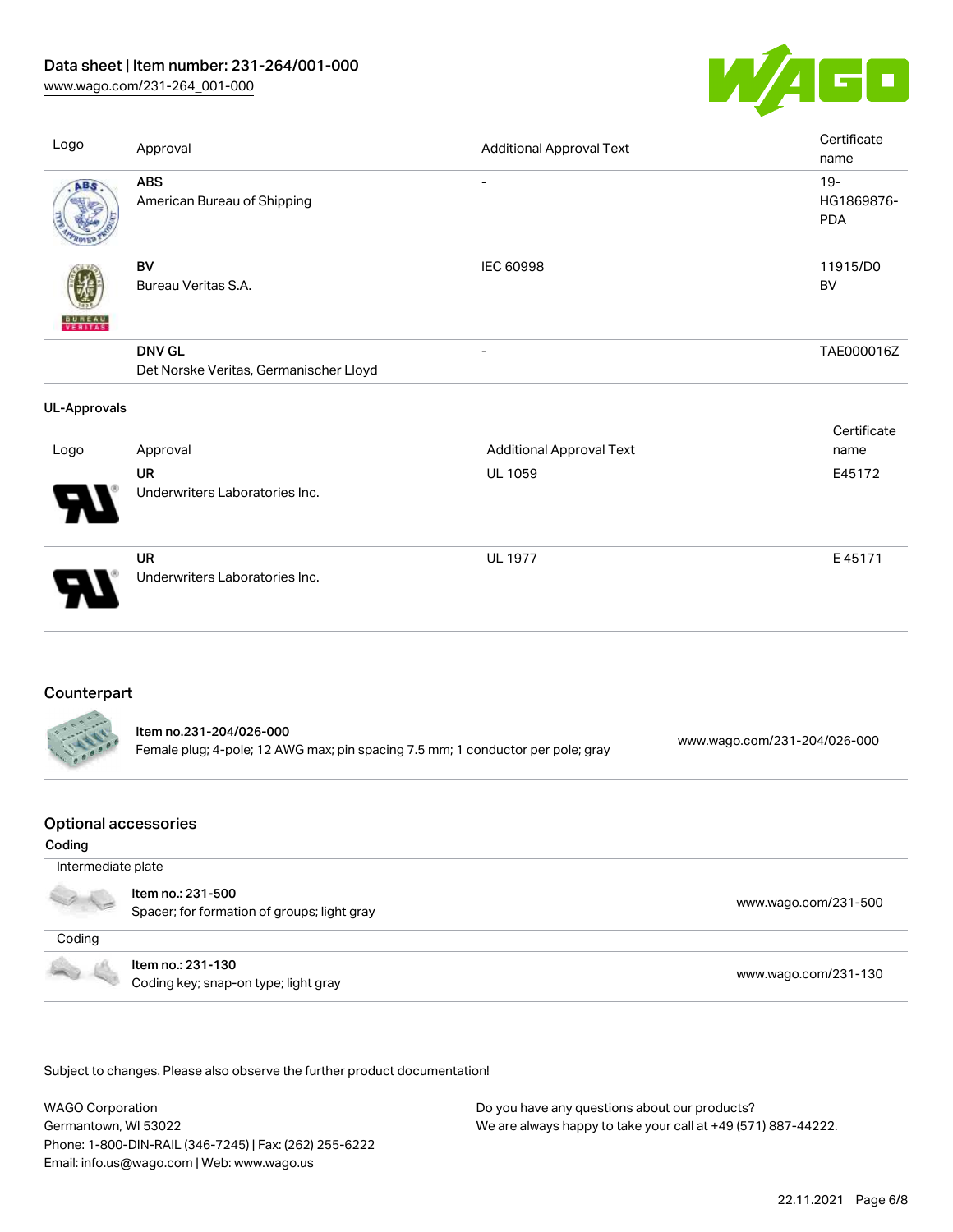| Logo | Approval | Additional Approval Text | Certificate name |
|---|---|---|---|
| | **ABS** American Bureau of Shipping | - | 19-HG1869876-PDA |
| | **BV** Bureau Veritas S.A. | IEC 60998 | 11915/D0 BV |
| | **DNV GL** Det Norske Veritas, Germanischer Lloyd | - | TAE000016Z |

**UL-Approvals**

| Logo | Approval | Additional Approval Text | Certificate name |
|---|---|---|---|
| | **UR** Underwriters Laboratories Inc. | UL 1059 | E45172 |
| | **UR** Underwriters Laboratories Inc. | UL 1977 | E 45171 |

## Counterpart

| Item | URL |
|---|---|
| **Item no.231-204/026-000** Female plug; 4-pole; 12 AWG max; pin spacing 7.5 mm; 1 conductor per pole; gray | www.wago.com/231-204/026-000 |

## Optional accessories

**Coding**

| Intermediate plate | |
|---|---|
| **Item no.: 231-500** Spacer; for formation of groups; light gray | www.wago.com/231-500 |
| **Coding** | |
| **Item no.: 231-130** Coding key; snap-on type; light gray | www.wago.com/231-130 |

Subject to changes. Please also observe the further product documentation!

WAGO Corporation
Germantown, WI 53022
Phone: 1-800-DIN-RAIL (346-7245) | Fax: (262) 255-6222
Email: info.us@wago.com | Web: www.wago.us

Do you have any questions about our products?
We are always happy to take your call at +49 (571) 887-44222.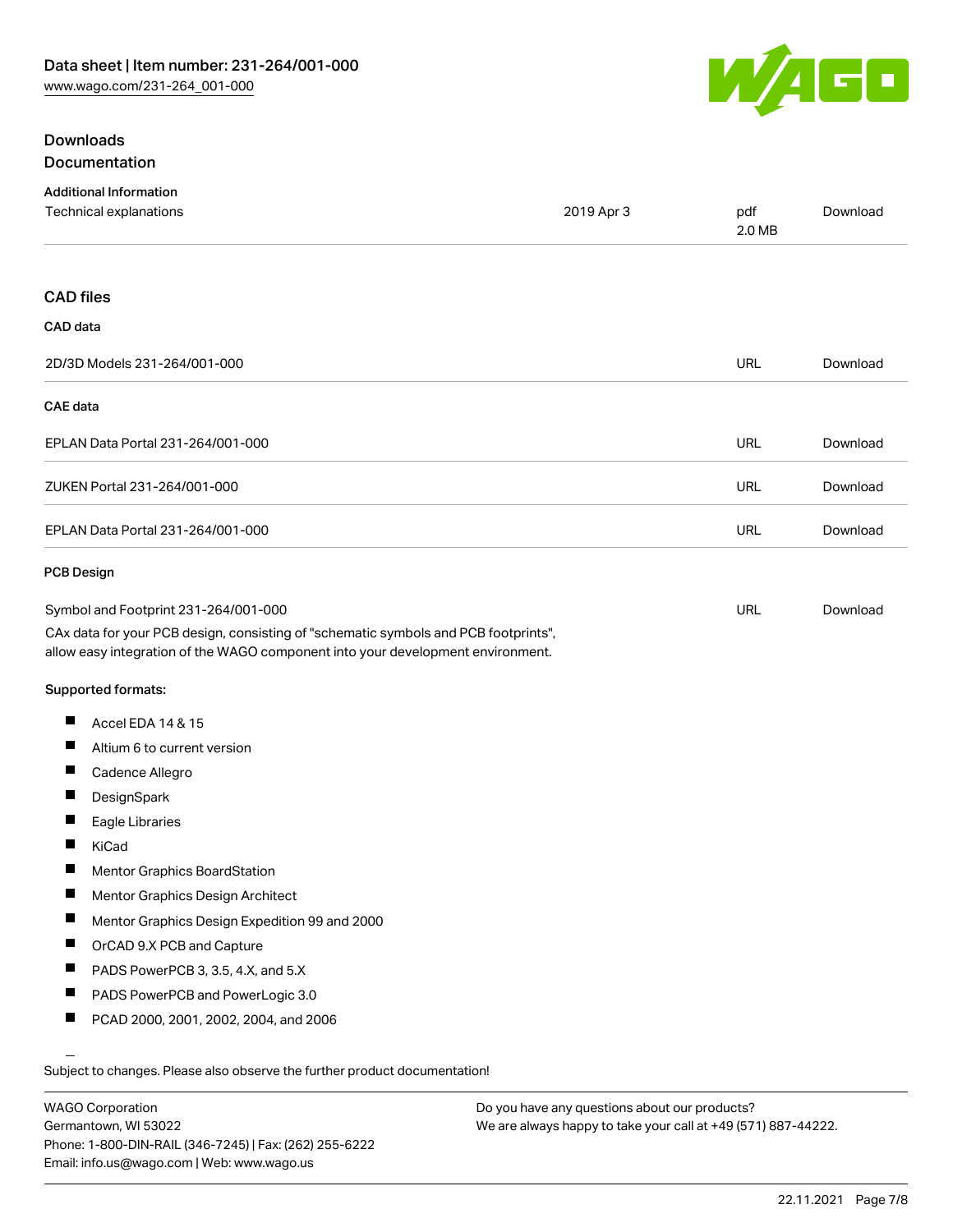## Downloads

### Documentation

#### Additional Information

| Technical explanations | 2019 Apr 3 | pdf 2.0 MB | Download |
| --- | --- | --- | --- |

### CAD files

#### CAD data

| 2D/3D Models 231-264/001-000 | URL | Download |
| --- | --- | --- |

#### CAE data

| EPLAN Data Portal 231-264/001-000 | URL | Download |
| --- | --- | --- |
| ZUKEN Portal 231-264/001-000 | URL | Download |
| EPLAN Data Portal 231-264/001-000 | URL | Download |

#### PCB Design

| Symbol and Footprint 231-264/001-000 | URL | Download |
| --- | --- | --- |

CAx data for your PCB design, consisting of "schematic symbols and PCB footprints", allow easy integration of the WAGO component into your development environment.

Supported formats:

- Accel EDA 14 & 15
- Altium 6 to current version
- Cadence Allegro
- DesignSpark
- Eagle Libraries
- KiCad
- Mentor Graphics BoardStation
- Mentor Graphics Design Architect
- Mentor Graphics Design Expedition 99 and 2000
- OrCAD 9.X PCB and Capture
- PADS PowerPCB 3, 3.5, 4.X, and 5.X
- PADS PowerPCB and PowerLogic 3.0
- PCAD 2000, 2001, 2002, 2004, and 2006

Subject to changes. Please also observe the further product documentation!

WAGO Corporation
Germantown, WI 53022
Phone: 1-800-DIN-RAIL (346-7245) | Fax: (262) 255-6222
Email: info.us@wago.com | Web: www.wago.us

Do you have any questions about our products?
We are always happy to take your call at +49 (571) 887-44222.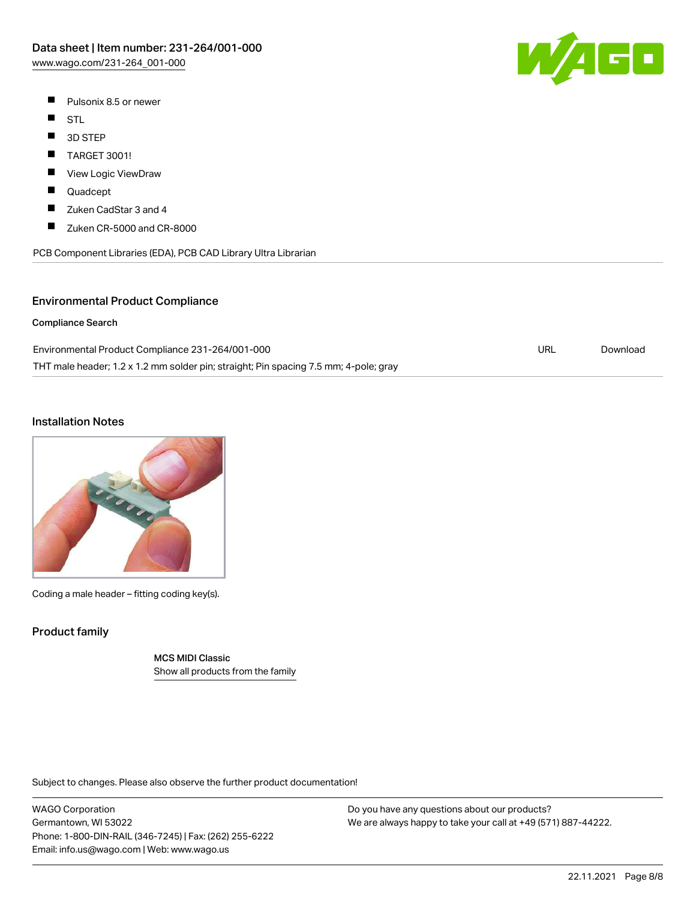- Pulsonix 8.5 or newer
- STL
- 3D STEP
- TARGET 3001!
- View Logic ViewDraw
- Quadcept
- Zuken CadStar 3 and 4
- Zuken CR-5000 and CR-8000

PCB Component Libraries (EDA), PCB CAD Library Ultra Librarian

## Environmental Product Compliance

**Compliance Search**

| | | |
|---|---|---|
| Environmental Product Compliance 231-264/001-000<br>THT male header; 1.2 x 1.2 mm solder pin; straight; Pin spacing 7.5 mm; 4-pole; gray | URL | Download |

## Installation Notes

Coding a male header – fitting coding key(s).

## Product family

MCS MIDI Classic
Show all products from the family

Subject to changes. Please also observe the further product documentation!

WAGO Corporation
Germantown, WI 53022
Phone: 1-800-DIN-RAIL (346-7245) | Fax: (262) 255-6222
Email: info.us@wago.com | Web: www.wago.us

Do you have any questions about our products?
We are always happy to take your call at +49 (571) 887-44222.